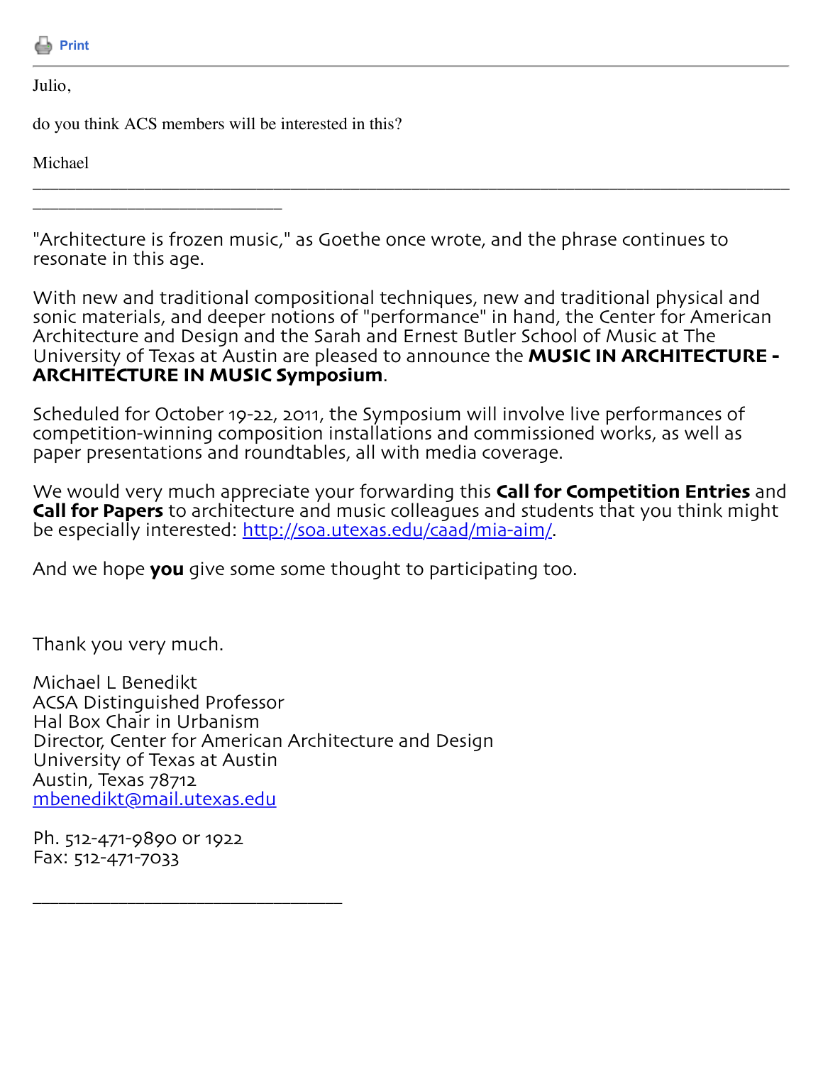Print

---

Julio,

do you think ACS members will be interested in this?

Michael

---

"Architecture is frozen music," as Goethe once wrote, and the phrase continues to resonate in this age.

With new and traditional compositional techniques, new and traditional physical and sonic materials, and deeper notions of "performance" in hand, the Center for American Architecture and Design and the Sarah and Ernest Butler School of Music at The University of Texas at Austin are pleased to announce the **MUSIC IN ARCHITECTURE - ARCHITECTURE IN MUSIC Symposium**.

Scheduled for October 19-22, 2011, the Symposium will involve live performances of competition-winning composition installations and commissioned works, as well as paper presentations and roundtables, all with media coverage.

We would very much appreciate your forwarding this **Call for Competition Entries** and **Call for Papers** to architecture and music colleagues and students that you think might be especially interested: http://soa.utexas.edu/caad/mia-aim/.

And we hope **you** give some some thought to participating too.

Thank you very much.

Michael L Benedikt
ACSA Distinguished Professor
Hal Box Chair in Urbanism
Director, Center for American Architecture and Design
University of Texas at Austin
Austin, Texas 78712
mbenedikt@mail.utexas.edu

Ph. 512-471-9890 or 1922
Fax: 512-471-7033

---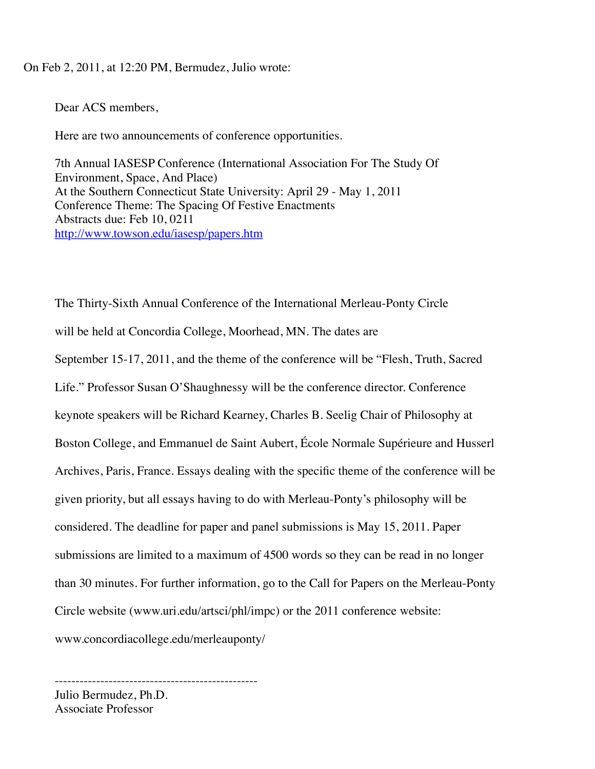On Feb 2, 2011, at 12:20 PM, Bermudez, Julio wrote:

Dear ACS members,

Here are two announcements of conference opportunities.

7th Annual IASESP Conference (International Association For The Study Of Environment, Space, And Place)
At the Southern Connecticut State University: April 29 - May 1, 2011
Conference Theme: The Spacing Of Festive Enactments
Abstracts due: Feb 10, 0211
http://www.towson.edu/iasesp/papers.htm

The Thirty-Sixth Annual Conference of the International Merleau-Ponty Circle will be held at Concordia College, Moorhead, MN. The dates are September 15-17, 2011, and the theme of the conference will be "Flesh, Truth, Sacred Life." Professor Susan O'Shaughnessy will be the conference director. Conference keynote speakers will be Richard Kearney, Charles B. Seelig Chair of Philosophy at Boston College, and Emmanuel de Saint Aubert, École Normale Supérieure and Husserl Archives, Paris, France. Essays dealing with the specific theme of the conference will be given priority, but all essays having to do with Merleau-Ponty's philosophy will be considered. The deadline for paper and panel submissions is May 15, 2011. Paper submissions are limited to a maximum of 4500 words so they can be read in no longer than 30 minutes. For further information, go to the Call for Papers on the Merleau-Ponty Circle website (www.uri.edu/artsci/phl/impc) or the 2011 conference website: www.concordiacollege.edu/merleauponty/

-------------------------------------------------
Julio Bermudez, Ph.D.
Associate Professor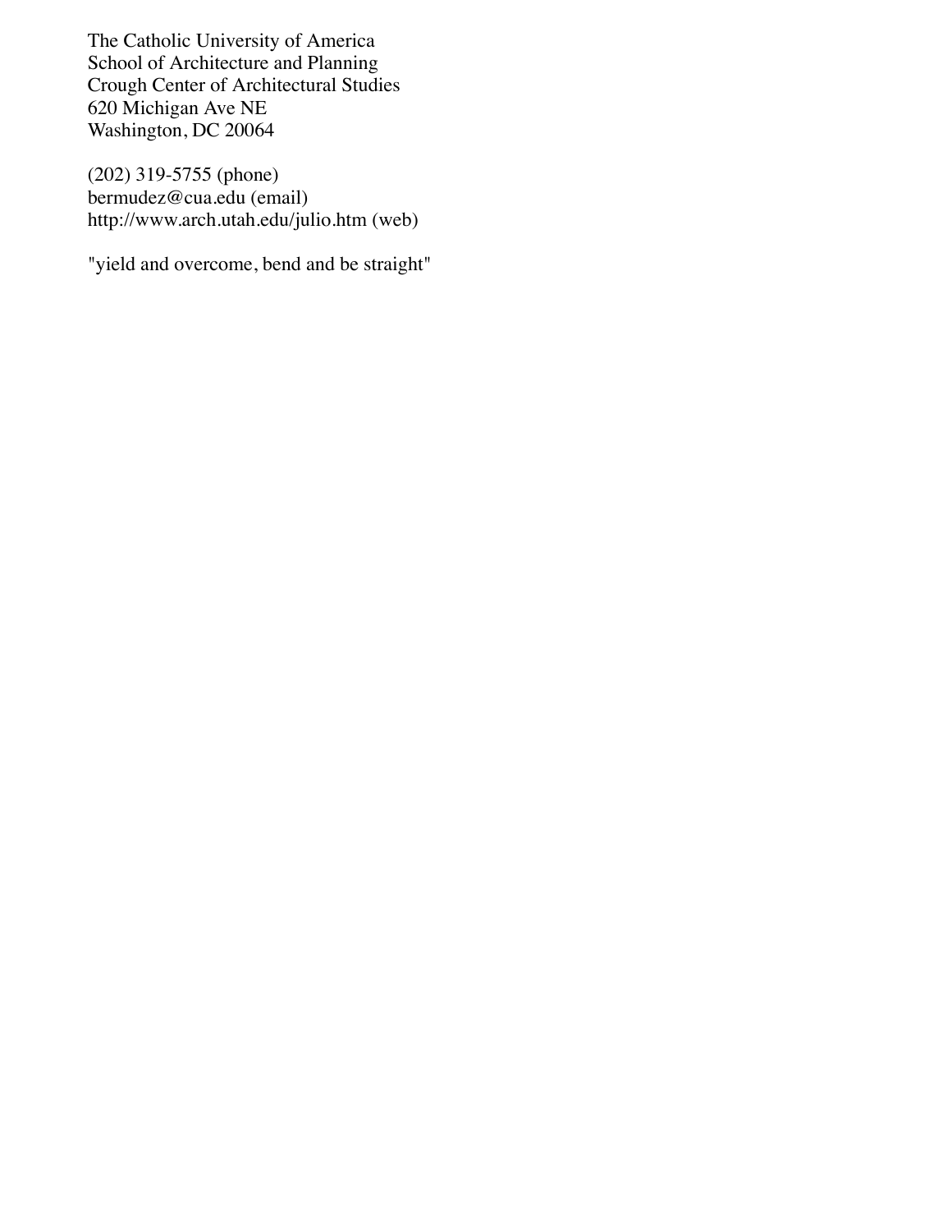The Catholic University of America
School of Architecture and Planning
Crough Center of Architectural Studies
620 Michigan Ave NE
Washington, DC 20064

(202) 319-5755 (phone)
bermudez@cua.edu (email)
http://www.arch.utah.edu/julio.htm (web)

"yield and overcome, bend and be straight"